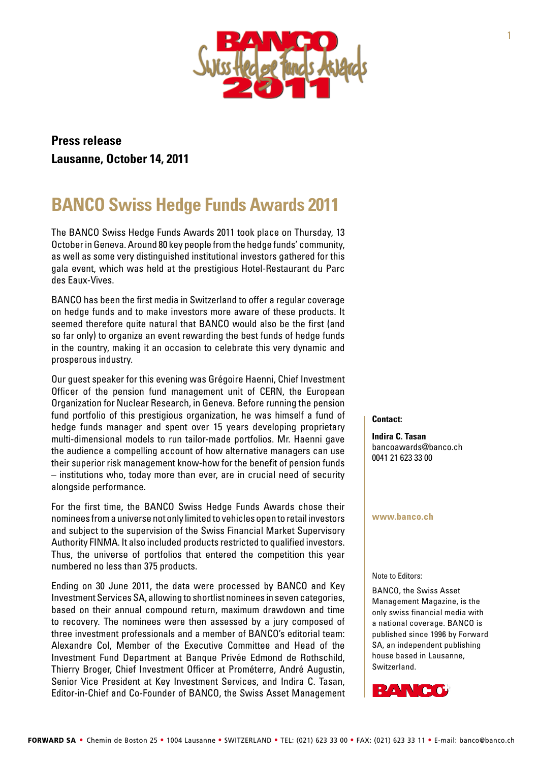**Press release**
**Lausanne, October 14, 2011**

# BANCO Swiss Hedge Funds Awards 2011

The BANCO Swiss Hedge Funds Awards 2011 took place on Thursday, 13 October in Geneva. Around 80 key people from the hedge funds' community, as well as some very distinguished institutional investors gathered for this gala event, which was held at the prestigious Hotel-Restaurant du Parc des Eaux-Vives.

BANCO has been the first media in Switzerland to offer a regular coverage on hedge funds and to make investors more aware of these products. It seemed therefore quite natural that BANCO would also be the first (and so far only) to organize an event rewarding the best funds of hedge funds in the country, making it an occasion to celebrate this very dynamic and prosperous industry.

Our guest speaker for this evening was Grégoire Haenni, Chief Investment Officer of the pension fund management unit of CERN, the European Organization for Nuclear Research, in Geneva. Before running the pension fund portfolio of this prestigious organization, he was himself a fund of hedge funds manager and spent over 15 years developing proprietary multi-dimensional models to run tailor-made portfolios. Mr. Haenni gave the audience a compelling account of how alternative managers can use their superior risk management know-how for the benefit of pension funds – institutions who, today more than ever, are in crucial need of security alongside performance.

For the first time, the BANCO Swiss Hedge Funds Awards chose their nominees from a universe not only limited to vehicles open to retail investors and subject to the supervision of the Swiss Financial Market Supervisory Authority FINMA. It also included products restricted to qualified investors. Thus, the universe of portfolios that entered the competition this year numbered no less than 375 products.

Ending on 30 June 2011, the data were processed by BANCO and Key Investment Services SA, allowing to shortlist nominees in seven categories, based on their annual compound return, maximum drawdown and time to recovery. The nominees were then assessed by a jury composed of three investment professionals and a member of BANCO's editorial team: Alexandre Col, Member of the Executive Committee and Head of the Investment Fund Department at Banque Privée Edmond de Rothschild, Thierry Broger, Chief Investment Officer at Prométerre, André Augustin, Senior Vice President at Key Investment Services, and Indira C. Tasan, Editor-in-Chief and Co-Founder of BANCO, the Swiss Asset Management

**Contact:**

**Indira C. Tasan**
bancoawards@banco.ch
0041 21 623 33 00

**www.banco.ch**

Note to Editors:

BANCO, the Swiss Asset Management Magazine, is the only swiss financial media with a national coverage. BANCO is published since 1996 by Forward SA, an independent publishing house based in Lausanne, Switzerland.

**FORWARD SA** • Chemin de Boston 25 • 1004 Lausanne • SWITZERLAND • TEL: (021) 623 33 00 • FAX: (021) 623 33 11 • E-mail: banco@banco.ch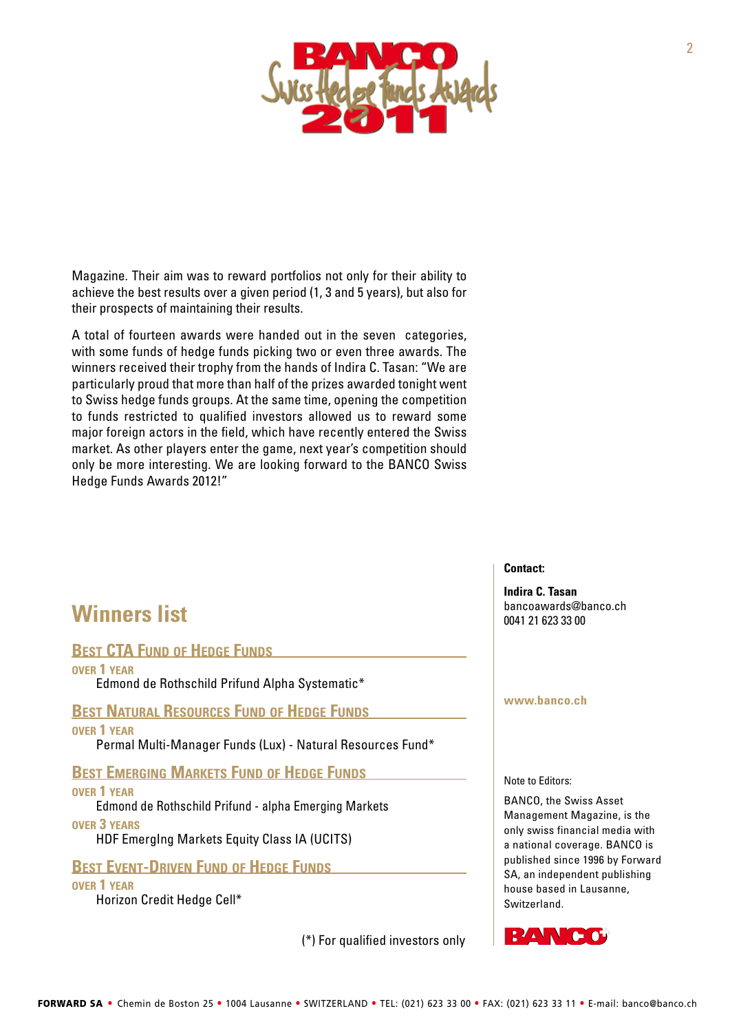Magazine. Their aim was to reward portfolios not only for their ability to achieve the best results over a given period (1, 3 and 5 years), but also for their prospects of maintaining their results.

A total of fourteen awards were handed out in the seven categories, with some funds of hedge funds picking two or even three awards. The winners received their trophy from the hands of Indira C. Tasan: "We are particularly proud that more than half of the prizes awarded tonight went to Swiss hedge funds groups. At the same time, opening the competition to funds restricted to qualified investors allowed us to reward some major foreign actors in the field, which have recently entered the Swiss market. As other players enter the game, next year's competition should only be more interesting. We are looking forward to the BANCO Swiss Hedge Funds Awards 2012!"

## Winners list

### Best CTA Fund of Hedge Funds

**over 1 year**

Edmond de Rothschild Prifund Alpha Systematic*

### Best Natural Resources Fund of Hedge Funds

**over 1 year**

Permal Multi-Manager Funds (Lux) - Natural Resources Fund*

### Best Emerging Markets Fund of Hedge Funds

**over 1 year**

Edmond de Rothschild Prifund - alpha Emerging Markets

**over 3 years**

HDF EmergIng Markets Equity Class IA (UCITS)

### Best Event-Driven Fund of Hedge Funds

**over 1 year**

Horizon Credit Hedge Cell*

(*) For qualified investors only

**Contact:**

**Indira C. Tasan**
bancoawards@banco.ch
0041 21 623 33 00

**www.banco.ch**

Note to Editors:

BANCO, the Swiss Asset Management Magazine, is the only swiss financial media with a national coverage. BANCO is published since 1996 by Forward SA, an independent publishing house based in Lausanne, Switzerland.

**FORWARD SA** • Chemin de Boston 25 • 1004 Lausanne • SWITZERLAND • TEL: (021) 623 33 00 • FAX: (021) 623 33 11 • E-mail: banco@banco.ch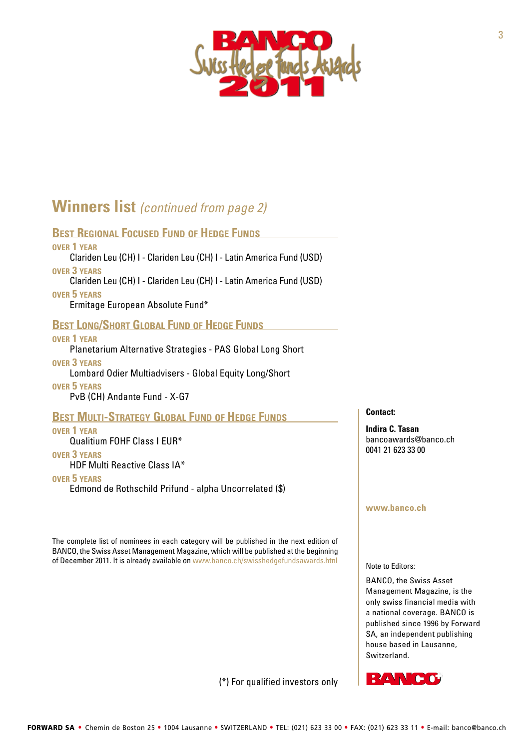BANCO Swiss Hedge Funds Awards 2011

## Winners list *(continued from page 2)*

### Best Regional Focused Fund of Hedge Funds

**OVER 1 YEAR**
Clariden Leu (CH) I - Clariden Leu (CH) I - Latin America Fund (USD)

**OVER 3 YEARS**
Clariden Leu (CH) I - Clariden Leu (CH) I - Latin America Fund (USD)

**OVER 5 YEARS**
Ermitage European Absolute Fund*

### Best Long/Short Global Fund of Hedge Funds

**OVER 1 YEAR**
Planetarium Alternative Strategies - PAS Global Long Short

**OVER 3 YEARS**
Lombard Odier Multiadvisers - Global Equity Long/Short

**OVER 5 YEARS**
PvB (CH) Andante Fund - X-G7

### Best Multi-Strategy Global Fund of Hedge Funds

**OVER 1 YEAR**
Qualitium FOHF Class I EUR*

**OVER 3 YEARS**
HDF Multi Reactive Class IA*

**OVER 5 YEARS**
Edmond de Rothschild Prifund - alpha Uncorrelated ($)

The complete list of nominees in each category will be published in the next edition of BANCO, the Swiss Asset Management Magazine, which will be published at the beginning of December 2011. It is already available on www.banco.ch/swisshedgefundsawards.html

(*) For qualified investors only

**Contact:**

**Indira C. Tasan**
bancoawards@banco.ch
0041 21 623 33 00

**www.banco.ch**

Note to Editors:

BANCO, the Swiss Asset Management Magazine, is the only swiss financial media with a national coverage. BANCO is published since 1996 by Forward SA, an independent publishing house based in Lausanne, Switzerland.

BANCO

**FORWARD SA** • Chemin de Boston 25 • 1004 Lausanne • SWITZERLAND • TEL: (021) 623 33 00 • FAX: (021) 623 33 11 • E-mail: banco@banco.ch